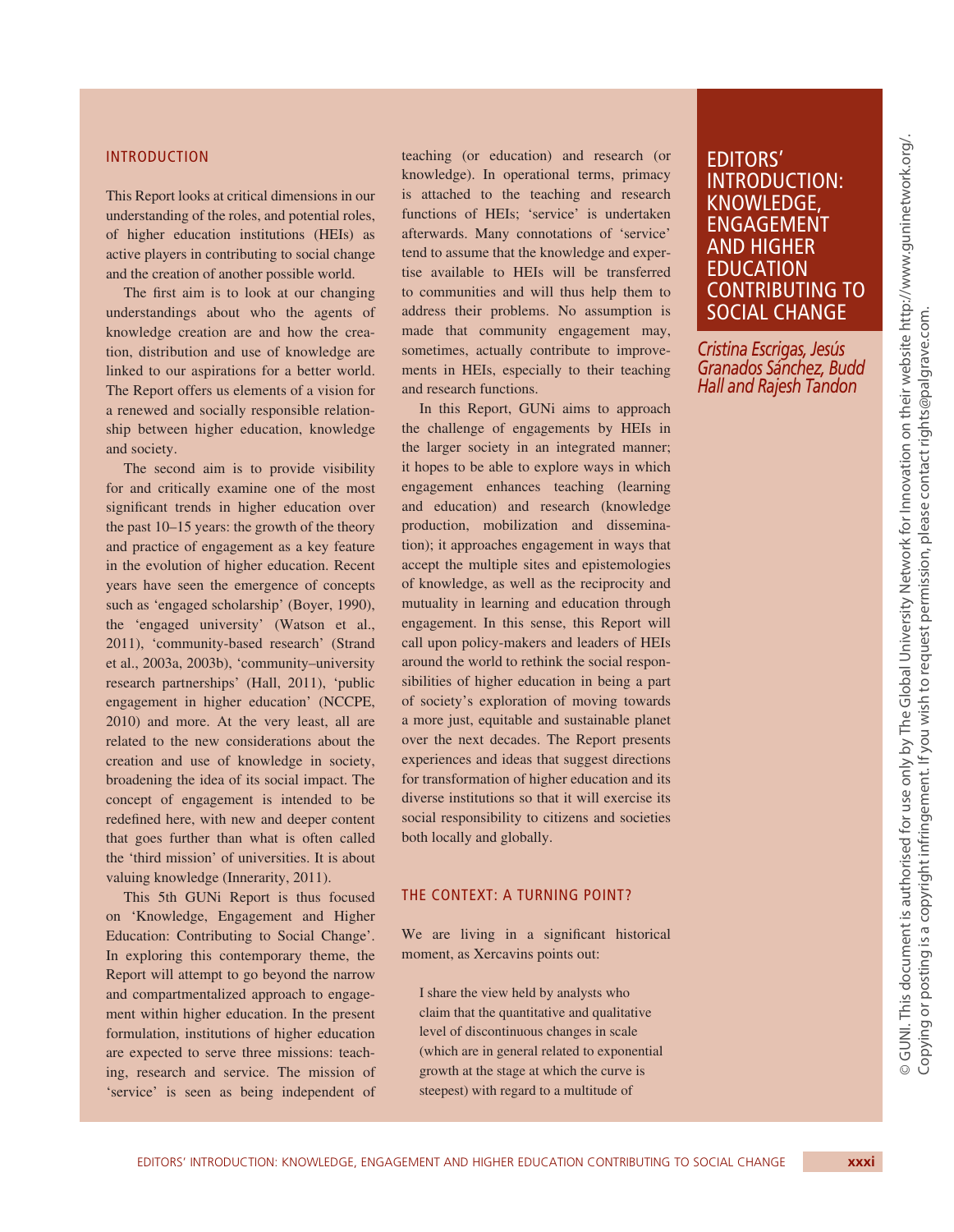# EDITORS' INTRODUCTION: KNOWLEDGE, ENGAGEMENT AND HIGHER EDUCATION CONTRIBUTING TO SOCIAL CHANGE

*Cristina Escrigas, Jesús Granados Sánchez, Budd Hall and Rajesh Tandon*

## INTRODUCTION

This Report looks at critical dimensions in our understanding of the roles, and potential roles, of higher education institutions (HEIs) as active players in contributing to social change and the creation of another possible world.

The first aim is to look at our changing understandings about who the agents of knowledge creation are and how the creation, distribution and use of knowledge are linked to our aspirations for a better world. The Report offers us elements of a vision for a renewed and socially responsible relationship between higher education, knowledge and society.

The second aim is to provide visibility for and critically examine one of the most significant trends in higher education over the past 10–15 years: the growth of the theory and practice of engagement as a key feature in the evolution of higher education. Recent years have seen the emergence of concepts such as 'engaged scholarship' (Boyer, 1990), the 'engaged university' (Watson et al., 2011), 'community-based research' (Strand et al., 2003a, 2003b), 'community–university research partnerships' (Hall, 2011), 'public engagement in higher education' (NCCPE, 2010) and more. At the very least, all are related to the new considerations about the creation and use of knowledge in society, broadening the idea of its social impact. The concept of engagement is intended to be redefined here, with new and deeper content that goes further than what is often called the 'third mission' of universities. It is about valuing knowledge (Innerarity, 2011).

This 5th GUNi Report is thus focused on 'Knowledge, Engagement and Higher Education: Contributing to Social Change'. In exploring this contemporary theme, the Report will attempt to go beyond the narrow and compartmentalized approach to engagement within higher education. In the present formulation, institutions of higher education are expected to serve three missions: teaching, research and service. The mission of 'service' is seen as being independent of teaching (or education) and research (or knowledge). In operational terms, primacy is attached to the teaching and research functions of HEIs; 'service' is undertaken afterwards. Many connotations of 'service' tend to assume that the knowledge and expertise available to HEIs will be transferred to communities and will thus help them to address their problems. No assumption is made that community engagement may, sometimes, actually contribute to improvements in HEIs, especially to their teaching and research functions.

In this Report, GUNi aims to approach the challenge of engagements by HEIs in the larger society in an integrated manner; it hopes to be able to explore ways in which engagement enhances teaching (learning and education) and research (knowledge production, mobilization and dissemination); it approaches engagement in ways that accept the multiple sites and epistemologies of knowledge, as well as the reciprocity and mutuality in learning and education through engagement. In this sense, this Report will call upon policy-makers and leaders of HEIs around the world to rethink the social responsibilities of higher education in being a part of society's exploration of moving towards a more just, equitable and sustainable planet over the next decades. The Report presents experiences and ideas that suggest directions for transformation of higher education and its diverse institutions so that it will exercise its social responsibility to citizens and societies both locally and globally.

## THE CONTEXT: A TURNING POINT?

We are living in a significant historical moment, as Xercavins points out:

> I share the view held by analysts who claim that the quantitative and qualitative level of discontinuous changes in scale (which are in general related to exponential growth at the stage at which the curve is steepest) with regard to a multitude of

© GUNI. This document is authorised for use only by The Global University Network for Innovation on their website http://www.guninetwork.org/. Copying or posting is a copyright infringement. If you wish to request permission, please contact rights@palgrave.com.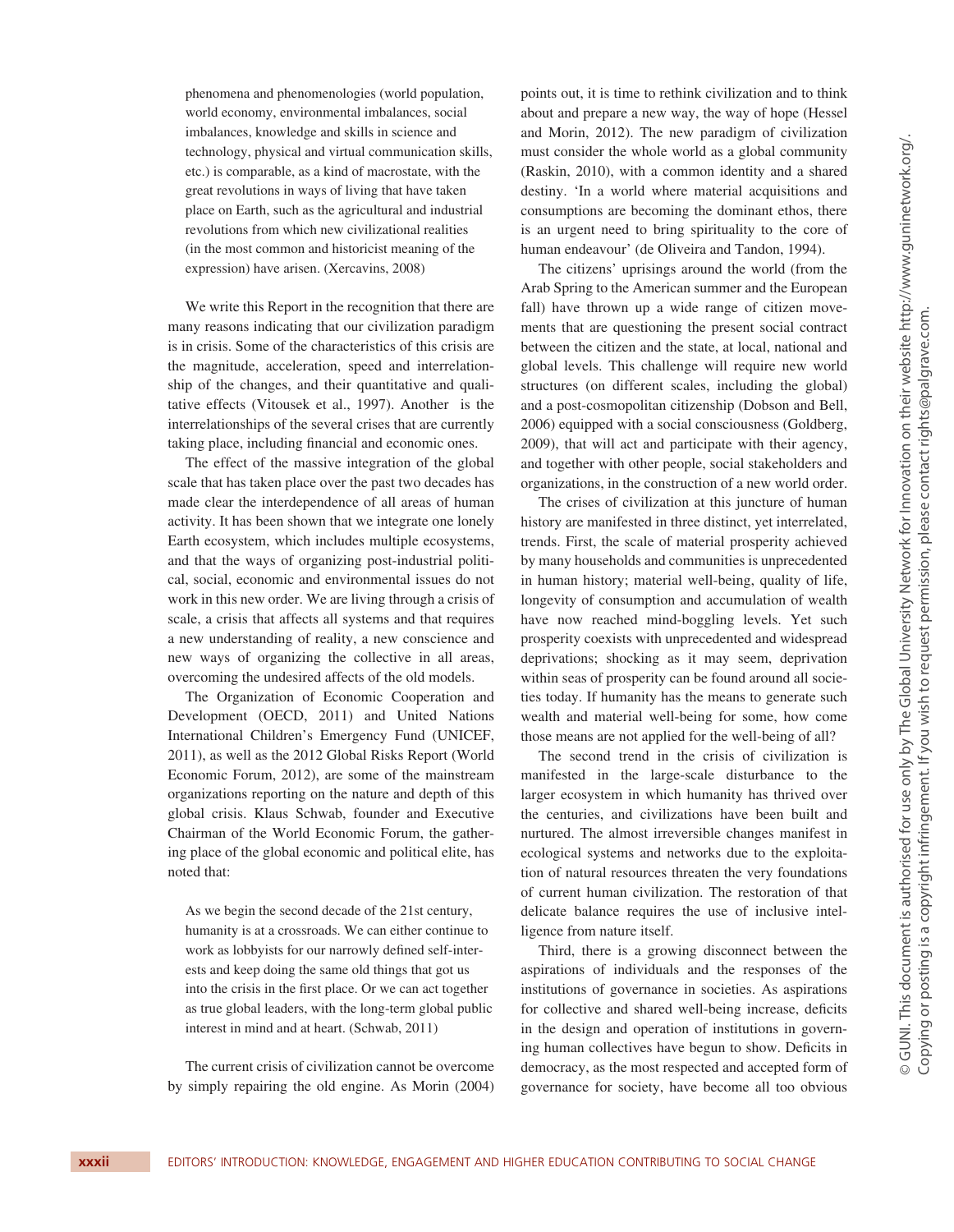> phenomena and phenomenologies (world population, world economy, environmental imbalances, social imbalances, knowledge and skills in science and technology, physical and virtual communication skills, etc.) is comparable, as a kind of macrostate, with the great revolutions in ways of living that have taken place on Earth, such as the agricultural and industrial revolutions from which new civilizational realities (in the most common and historicist meaning of the expression) have arisen. (Xercavins, 2008)

We write this Report in the recognition that there are many reasons indicating that our civilization paradigm is in crisis. Some of the characteristics of this crisis are the magnitude, acceleration, speed and interrelationship of the changes, and their quantitative and qualitative effects (Vitousek et al., 1997). Another is the interrelationships of the several crises that are currently taking place, including financial and economic ones.

The effect of the massive integration of the global scale that has taken place over the past two decades has made clear the interdependence of all areas of human activity. It has been shown that we integrate one lonely Earth ecosystem, which includes multiple ecosystems, and that the ways of organizing post-industrial political, social, economic and environmental issues do not work in this new order. We are living through a crisis of scale, a crisis that affects all systems and that requires a new understanding of reality, a new conscience and new ways of organizing the collective in all areas, overcoming the undesired affects of the old models.

The Organization of Economic Cooperation and Development (OECD, 2011) and United Nations International Children's Emergency Fund (UNICEF, 2011), as well as the 2012 Global Risks Report (World Economic Forum, 2012), are some of the mainstream organizations reporting on the nature and depth of this global crisis. Klaus Schwab, founder and Executive Chairman of the World Economic Forum, the gathering place of the global economic and political elite, has noted that:

> As we begin the second decade of the 21st century, humanity is at a crossroads. We can either continue to work as lobbyists for our narrowly defined self-interests and keep doing the same old things that got us into the crisis in the first place. Or we can act together as true global leaders, with the long-term global public interest in mind and at heart. (Schwab, 2011)

The current crisis of civilization cannot be overcome by simply repairing the old engine. As Morin (2004) points out, it is time to rethink civilization and to think about and prepare a new way, the way of hope (Hessel and Morin, 2012). The new paradigm of civilization must consider the whole world as a global community (Raskin, 2010), with a common identity and a shared destiny. 'In a world where material acquisitions and consumptions are becoming the dominant ethos, there is an urgent need to bring spirituality to the core of human endeavour' (de Oliveira and Tandon, 1994).

The citizens' uprisings around the world (from the Arab Spring to the American summer and the European fall) have thrown up a wide range of citizen movements that are questioning the present social contract between the citizen and the state, at local, national and global levels. This challenge will require new world structures (on different scales, including the global) and a post-cosmopolitan citizenship (Dobson and Bell, 2006) equipped with a social consciousness (Goldberg, 2009), that will act and participate with their agency, and together with other people, social stakeholders and organizations, in the construction of a new world order.

The crises of civilization at this juncture of human history are manifested in three distinct, yet interrelated, trends. First, the scale of material prosperity achieved by many households and communities is unprecedented in human history; material well-being, quality of life, longevity of consumption and accumulation of wealth have now reached mind-boggling levels. Yet such prosperity coexists with unprecedented and widespread deprivations; shocking as it may seem, deprivation within seas of prosperity can be found around all societies today. If humanity has the means to generate such wealth and material well-being for some, how come those means are not applied for the well-being of all?

The second trend in the crisis of civilization is manifested in the large-scale disturbance to the larger ecosystem in which humanity has thrived over the centuries, and civilizations have been built and nurtured. The almost irreversible changes manifest in ecological systems and networks due to the exploitation of natural resources threaten the very foundations of current human civilization. The restoration of that delicate balance requires the use of inclusive intelligence from nature itself.

Third, there is a growing disconnect between the aspirations of individuals and the responses of the institutions of governance in societies. As aspirations for collective and shared well-being increase, deficits in the design and operation of institutions in governing human collectives have begun to show. Deficits in democracy, as the most respected and accepted form of governance for society, have become all too obvious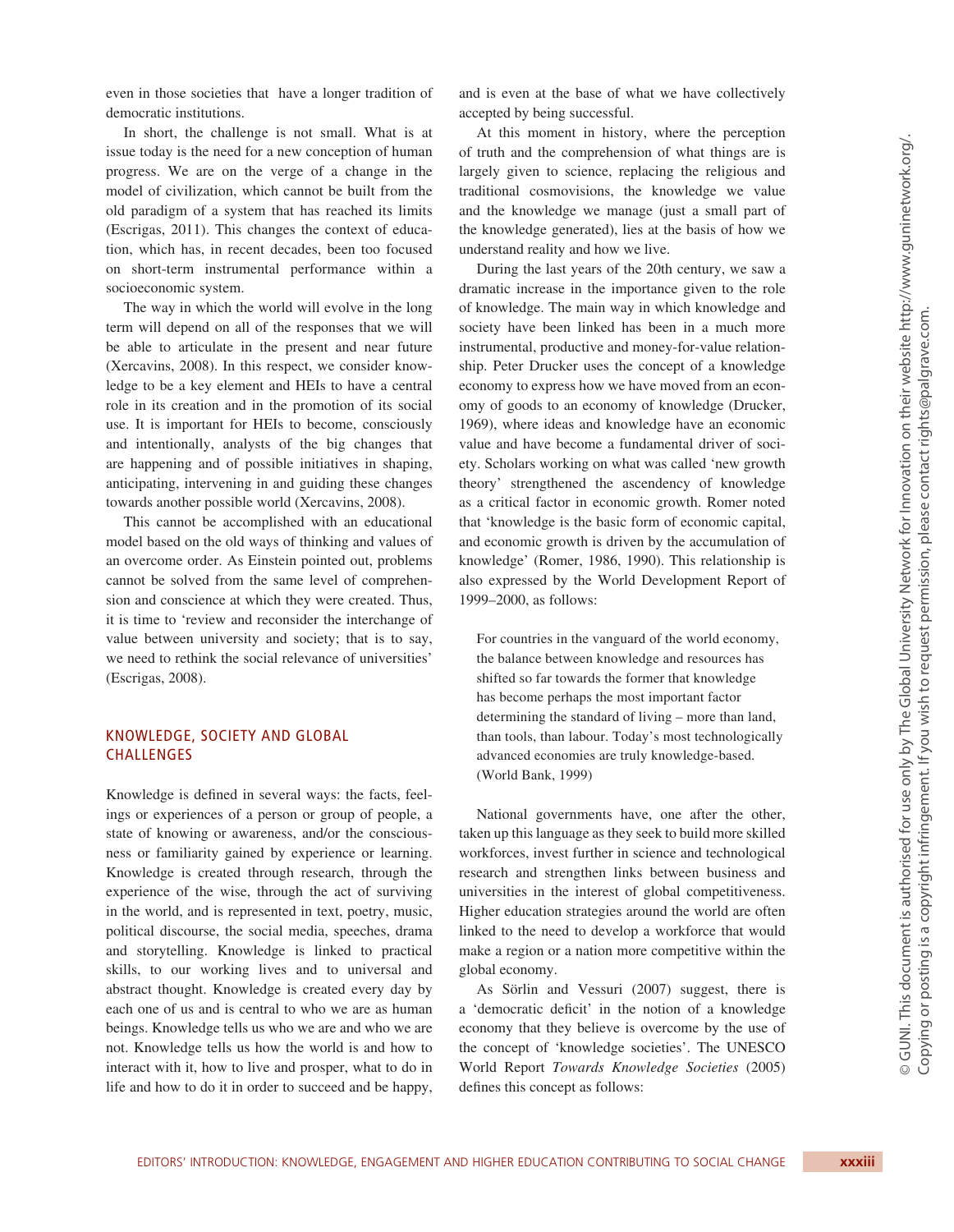even in those societies that have a longer tradition of democratic institutions.

In short, the challenge is not small. What is at issue today is the need for a new conception of human progress. We are on the verge of a change in the model of civilization, which cannot be built from the old paradigm of a system that has reached its limits (Escrigas, 2011). This changes the context of education, which has, in recent decades, been too focused on short-term instrumental performance within a socioeconomic system.

The way in which the world will evolve in the long term will depend on all of the responses that we will be able to articulate in the present and near future (Xercavins, 2008). In this respect, we consider knowledge to be a key element and HEIs to have a central role in its creation and in the promotion of its social use. It is important for HEIs to become, consciously and intentionally, analysts of the big changes that are happening and of possible initiatives in shaping, anticipating, intervening in and guiding these changes towards another possible world (Xercavins, 2008).

This cannot be accomplished with an educational model based on the old ways of thinking and values of an overcome order. As Einstein pointed out, problems cannot be solved from the same level of comprehension and conscience at which they were created. Thus, it is time to 'review and reconsider the interchange of value between university and society; that is to say, we need to rethink the social relevance of universities' (Escrigas, 2008).

## KNOWLEDGE, SOCIETY AND GLOBAL CHALLENGES

Knowledge is defined in several ways: the facts, feelings or experiences of a person or group of people, a state of knowing or awareness, and/or the consciousness or familiarity gained by experience or learning. Knowledge is created through research, through the experience of the wise, through the act of surviving in the world, and is represented in text, poetry, music, political discourse, the social media, speeches, drama and storytelling. Knowledge is linked to practical skills, to our working lives and to universal and abstract thought. Knowledge is created every day by each one of us and is central to who we are as human beings. Knowledge tells us who we are and who we are not. Knowledge tells us how the world is and how to interact with it, how to live and prosper, what to do in life and how to do it in order to succeed and be happy, and is even at the base of what we have collectively accepted by being successful.

At this moment in history, where the perception of truth and the comprehension of what things are is largely given to science, replacing the religious and traditional cosmovisions, the knowledge we value and the knowledge we manage (just a small part of the knowledge generated), lies at the basis of how we understand reality and how we live.

During the last years of the 20th century, we saw a dramatic increase in the importance given to the role of knowledge. The main way in which knowledge and society have been linked has been in a much more instrumental, productive and money-for-value relationship. Peter Drucker uses the concept of a knowledge economy to express how we have moved from an economy of goods to an economy of knowledge (Drucker, 1969), where ideas and knowledge have an economic value and have become a fundamental driver of society. Scholars working on what was called 'new growth theory' strengthened the ascendency of knowledge as a critical factor in economic growth. Romer noted that 'knowledge is the basic form of economic capital, and economic growth is driven by the accumulation of knowledge' (Romer, 1986, 1990). This relationship is also expressed by the World Development Report of 1999–2000, as follows:

> For countries in the vanguard of the world economy, the balance between knowledge and resources has shifted so far towards the former that knowledge has become perhaps the most important factor determining the standard of living – more than land, than tools, than labour. Today's most technologically advanced economies are truly knowledge-based. (World Bank, 1999)

National governments have, one after the other, taken up this language as they seek to build more skilled workforces, invest further in science and technological research and strengthen links between business and universities in the interest of global competitiveness. Higher education strategies around the world are often linked to the need to develop a workforce that would make a region or a nation more competitive within the global economy.

As Sörlin and Vessuri (2007) suggest, there is a 'democratic deficit' in the notion of a knowledge economy that they believe is overcome by the use of the concept of 'knowledge societies'. The UNESCO World Report *Towards Knowledge Societies* (2005) defines this concept as follows: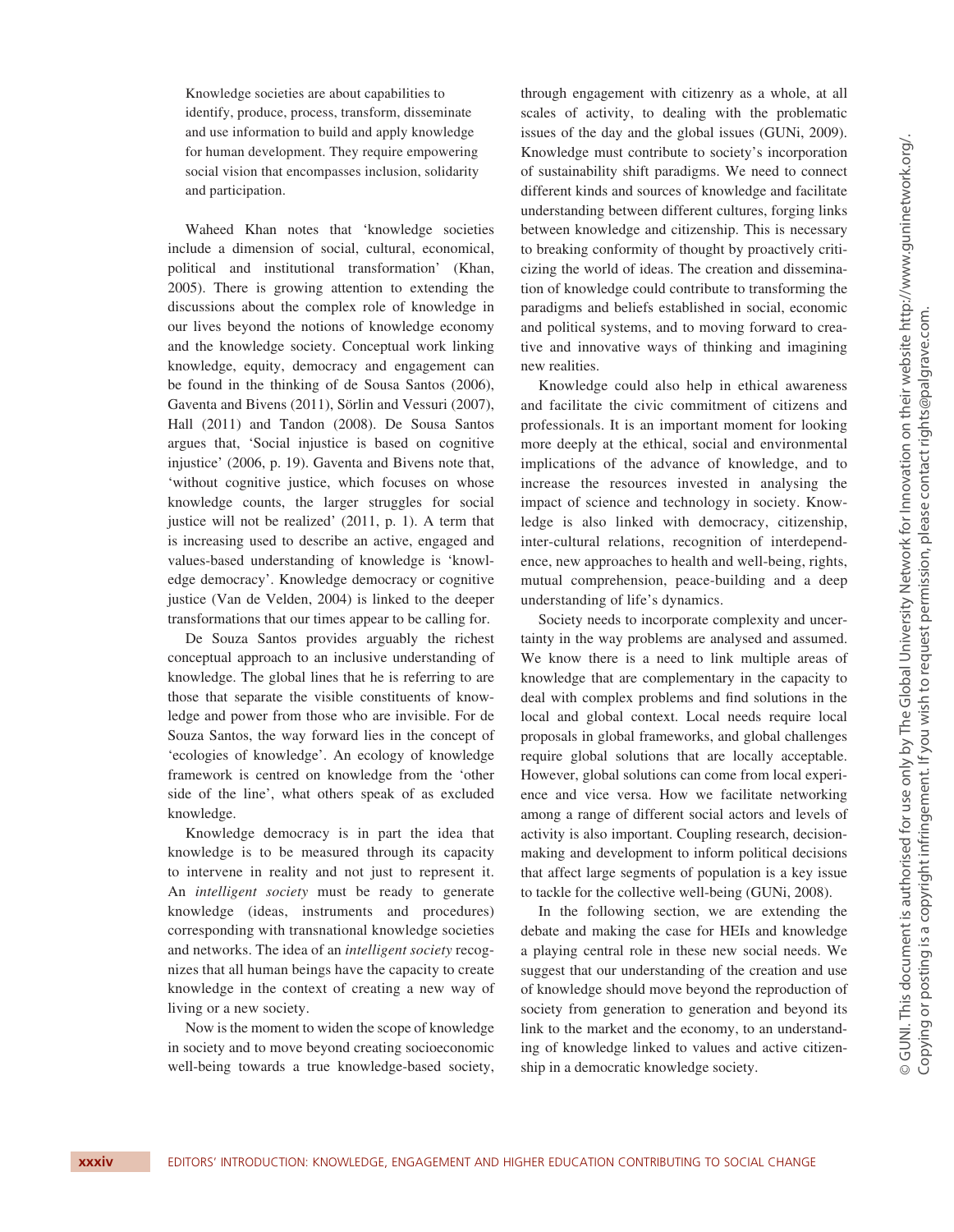Knowledge societies are about capabilities to identify, produce, process, transform, disseminate and use information to build and apply knowledge for human development. They require empowering social vision that encompasses inclusion, solidarity and participation.

Waheed Khan notes that 'knowledge societies include a dimension of social, cultural, economical, political and institutional transformation' (Khan, 2005). There is growing attention to extending the discussions about the complex role of knowledge in our lives beyond the notions of knowledge economy and the knowledge society. Conceptual work linking knowledge, equity, democracy and engagement can be found in the thinking of de Sousa Santos (2006), Gaventa and Bivens (2011), Sörlin and Vessuri (2007), Hall (2011) and Tandon (2008). De Sousa Santos argues that, 'Social injustice is based on cognitive injustice' (2006, p. 19). Gaventa and Bivens note that, 'without cognitive justice, which focuses on whose knowledge counts, the larger struggles for social justice will not be realized' (2011, p. 1). A term that is increasing used to describe an active, engaged and values-based understanding of knowledge is 'knowledge democracy'. Knowledge democracy or cognitive justice (Van de Velden, 2004) is linked to the deeper transformations that our times appear to be calling for.

De Souza Santos provides arguably the richest conceptual approach to an inclusive understanding of knowledge. The global lines that he is referring to are those that separate the visible constituents of knowledge and power from those who are invisible. For de Souza Santos, the way forward lies in the concept of 'ecologies of knowledge'. An ecology of knowledge framework is centred on knowledge from the 'other side of the line', what others speak of as excluded knowledge.

Knowledge democracy is in part the idea that knowledge is to be measured through its capacity to intervene in reality and not just to represent it. An *intelligent society* must be ready to generate knowledge (ideas, instruments and procedures) corresponding with transnational knowledge societies and networks. The idea of an *intelligent society* recognizes that all human beings have the capacity to create knowledge in the context of creating a new way of living or a new society.

Now is the moment to widen the scope of knowledge in society and to move beyond creating socioeconomic well-being towards a true knowledge-based society, through engagement with citizenry as a whole, at all scales of activity, to dealing with the problematic issues of the day and the global issues (GUNi, 2009). Knowledge must contribute to society's incorporation of sustainability shift paradigms. We need to connect different kinds and sources of knowledge and facilitate understanding between different cultures, forging links between knowledge and citizenship. This is necessary to breaking conformity of thought by proactively criticizing the world of ideas. The creation and dissemination of knowledge could contribute to transforming the paradigms and beliefs established in social, economic and political systems, and to moving forward to creative and innovative ways of thinking and imagining new realities.

Knowledge could also help in ethical awareness and facilitate the civic commitment of citizens and professionals. It is an important moment for looking more deeply at the ethical, social and environmental implications of the advance of knowledge, and to increase the resources invested in analysing the impact of science and technology in society. Knowledge is also linked with democracy, citizenship, inter-cultural relations, recognition of interdependence, new approaches to health and well-being, rights, mutual comprehension, peace-building and a deep understanding of life's dynamics.

Society needs to incorporate complexity and uncertainty in the way problems are analysed and assumed. We know there is a need to link multiple areas of knowledge that are complementary in the capacity to deal with complex problems and find solutions in the local and global context. Local needs require local proposals in global frameworks, and global challenges require global solutions that are locally acceptable. However, global solutions can come from local experience and vice versa. How we facilitate networking among a range of different social actors and levels of activity is also important. Coupling research, decision-making and development to inform political decisions that affect large segments of population is a key issue to tackle for the collective well-being (GUNi, 2008).

In the following section, we are extending the debate and making the case for HEIs and knowledge a playing central role in these new social needs. We suggest that our understanding of the creation and use of knowledge should move beyond the reproduction of society from generation to generation and beyond its link to the market and the economy, to an understanding of knowledge linked to values and active citizenship in a democratic knowledge society.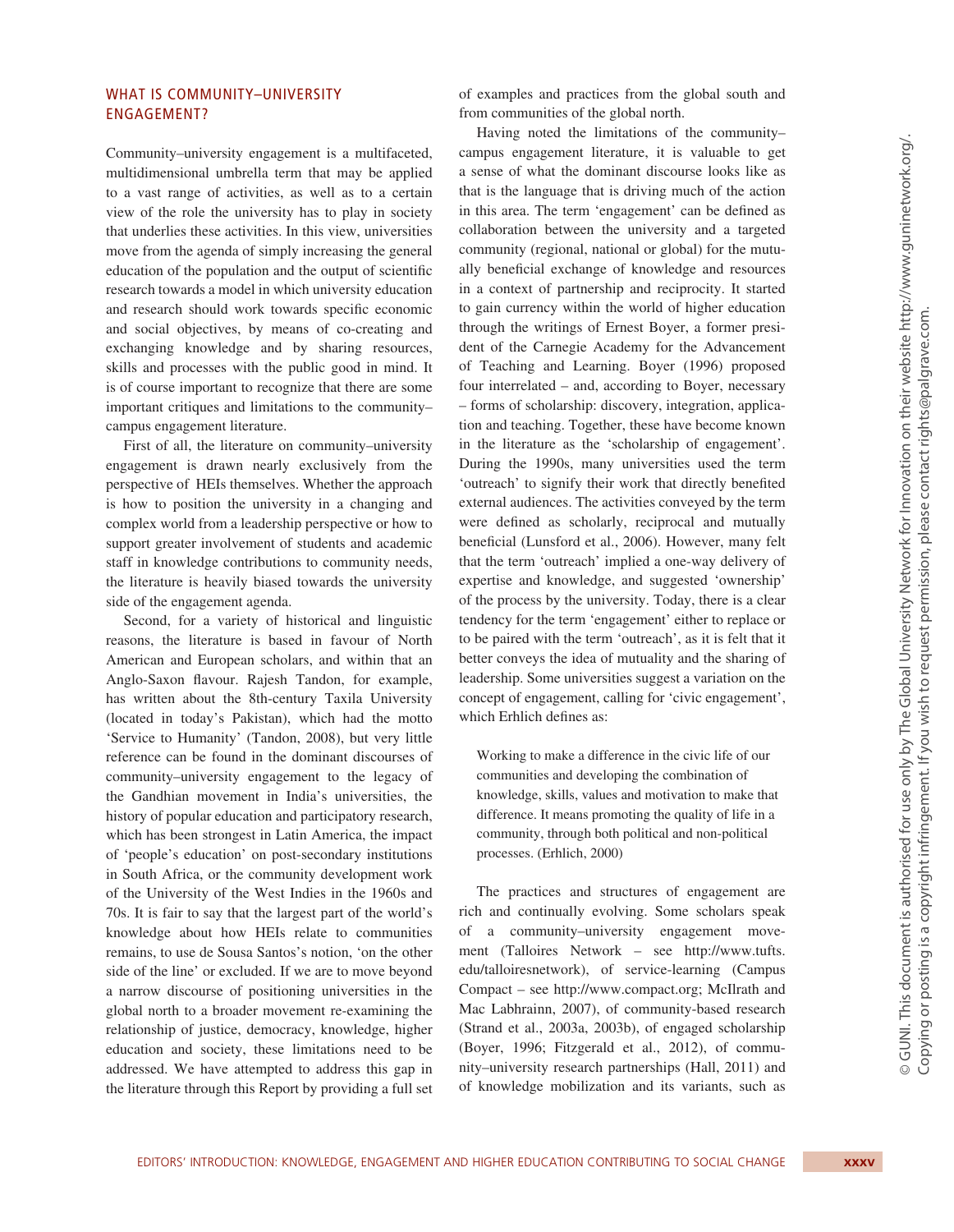## WHAT IS COMMUNITY–UNIVERSITY ENGAGEMENT?

Community–university engagement is a multifaceted, multidimensional umbrella term that may be applied to a vast range of activities, as well as to a certain view of the role the university has to play in society that underlies these activities. In this view, universities move from the agenda of simply increasing the general education of the population and the output of scientific research towards a model in which university education and research should work towards specific economic and social objectives, by means of co-creating and exchanging knowledge and by sharing resources, skills and processes with the public good in mind. It is of course important to recognize that there are some important critiques and limitations to the community–campus engagement literature.

First of all, the literature on community–university engagement is drawn nearly exclusively from the perspective of HEIs themselves. Whether the approach is how to position the university in a changing and complex world from a leadership perspective or how to support greater involvement of students and academic staff in knowledge contributions to community needs, the literature is heavily biased towards the university side of the engagement agenda.

Second, for a variety of historical and linguistic reasons, the literature is based in favour of North American and European scholars, and within that an Anglo-Saxon flavour. Rajesh Tandon, for example, has written about the 8th-century Taxila University (located in today's Pakistan), which had the motto 'Service to Humanity' (Tandon, 2008), but very little reference can be found in the dominant discourses of community–university engagement to the legacy of the Gandhian movement in India's universities, the history of popular education and participatory research, which has been strongest in Latin America, the impact of 'people's education' on post-secondary institutions in South Africa, or the community development work of the University of the West Indies in the 1960s and 70s. It is fair to say that the largest part of the world's knowledge about how HEIs relate to communities remains, to use de Sousa Santos's notion, 'on the other side of the line' or excluded. If we are to move beyond a narrow discourse of positioning universities in the global north to a broader movement re-examining the relationship of justice, democracy, knowledge, higher education and society, these limitations need to be addressed. We have attempted to address this gap in the literature through this Report by providing a full set of examples and practices from the global south and from communities of the global north.

Having noted the limitations of the community–campus engagement literature, it is valuable to get a sense of what the dominant discourse looks like as that is the language that is driving much of the action in this area. The term 'engagement' can be defined as collaboration between the university and a targeted community (regional, national or global) for the mutually beneficial exchange of knowledge and resources in a context of partnership and reciprocity. It started to gain currency within the world of higher education through the writings of Ernest Boyer, a former president of the Carnegie Academy for the Advancement of Teaching and Learning. Boyer (1996) proposed four interrelated – and, according to Boyer, necessary – forms of scholarship: discovery, integration, application and teaching. Together, these have become known in the literature as the 'scholarship of engagement'. During the 1990s, many universities used the term 'outreach' to signify their work that directly benefited external audiences. The activities conveyed by the term were defined as scholarly, reciprocal and mutually beneficial (Lunsford et al., 2006). However, many felt that the term 'outreach' implied a one-way delivery of expertise and knowledge, and suggested 'ownership' of the process by the university. Today, there is a clear tendency for the term 'engagement' either to replace or to be paired with the term 'outreach', as it is felt that it better conveys the idea of mutuality and the sharing of leadership. Some universities suggest a variation on the concept of engagement, calling for 'civic engagement', which Erhlich defines as:

> Working to make a difference in the civic life of our communities and developing the combination of knowledge, skills, values and motivation to make that difference. It means promoting the quality of life in a community, through both political and non-political processes. (Erhlich, 2000)

The practices and structures of engagement are rich and continually evolving. Some scholars speak of a community–university engagement movement (Talloires Network – see http://www.tufts.edu/talloiresnetwork), of service-learning (Campus Compact – see http://www.compact.org; McIlrath and Mac Labhrainn, 2007), of community-based research (Strand et al., 2003a, 2003b), of engaged scholarship (Boyer, 1996; Fitzgerald et al., 2012), of community–university research partnerships (Hall, 2011) and of knowledge mobilization and its variants, such as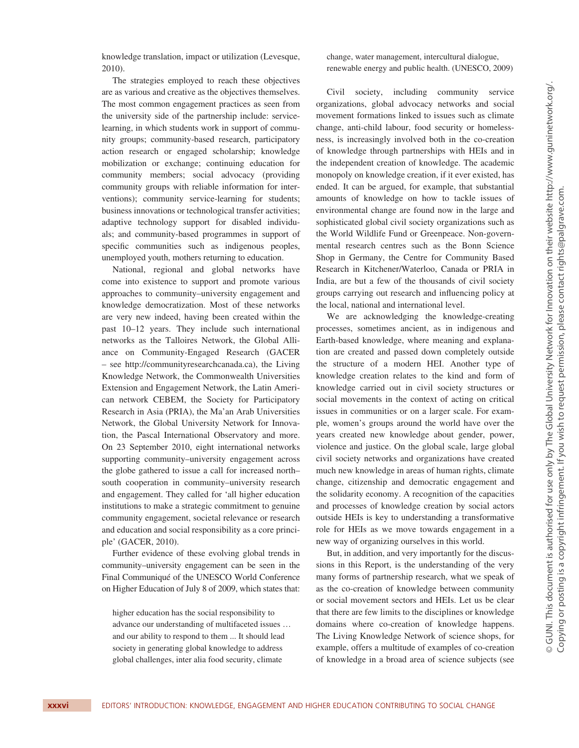knowledge translation, impact or utilization (Levesque, 2010).

The strategies employed to reach these objectives are as various and creative as the objectives themselves. The most common engagement practices as seen from the university side of the partnership include: service-learning, in which students work in support of community groups; community-based research, participatory action research or engaged scholarship; knowledge mobilization or exchange; continuing education for community members; social advocacy (providing community groups with reliable information for interventions); community service-learning for students; business innovations or technological transfer activities; adaptive technology support for disabled individuals; and community-based programmes in support of specific communities such as indigenous peoples, unemployed youth, mothers returning to education.

National, regional and global networks have come into existence to support and promote various approaches to community–university engagement and knowledge democratization. Most of these networks are very new indeed, having been created within the past 10–12 years. They include such international networks as the Talloires Network, the Global Alliance on Community-Engaged Research (GACER – see http://communityresearchcanada.ca), the Living Knowledge Network, the Commonwealth Universities Extension and Engagement Network, the Latin American network CEBEM, the Society for Participatory Research in Asia (PRIA), the Ma'an Arab Universities Network, the Global University Network for Innovation, the Pascal International Observatory and more. On 23 September 2010, eight international networks supporting community–university engagement across the globe gathered to issue a call for increased north–south cooperation in community–university research and engagement. They called for 'all higher education institutions to make a strategic commitment to genuine community engagement, societal relevance or research and education and social responsibility as a core principle' (GACER, 2010).

Further evidence of these evolving global trends in community–university engagement can be seen in the Final Communiqué of the UNESCO World Conference on Higher Education of July 8 of 2009, which states that:

> higher education has the social responsibility to advance our understanding of multifaceted issues … and our ability to respond to them ... It should lead society in generating global knowledge to address global challenges, inter alia food security, climate change, water management, intercultural dialogue, renewable energy and public health. (UNESCO, 2009)

Civil society, including community service organizations, global advocacy networks and social movement formations linked to issues such as climate change, anti-child labour, food security or homelessness, is increasingly involved both in the co-creation of knowledge through partnerships with HEIs and in the independent creation of knowledge. The academic monopoly on knowledge creation, if it ever existed, has ended. It can be argued, for example, that substantial amounts of knowledge on how to tackle issues of environmental change are found now in the large and sophisticated global civil society organizations such as the World Wildlife Fund or Greenpeace. Non-governmental research centres such as the Bonn Science Shop in Germany, the Centre for Community Based Research in Kitchener/Waterloo, Canada or PRIA in India, are but a few of the thousands of civil society groups carrying out research and influencing policy at the local, national and international level.

We are acknowledging the knowledge-creating processes, sometimes ancient, as in indigenous and Earth-based knowledge, where meaning and explanation are created and passed down completely outside the structure of a modern HEI. Another type of knowledge creation relates to the kind and form of knowledge carried out in civil society structures or social movements in the context of acting on critical issues in communities or on a larger scale. For example, women's groups around the world have over the years created new knowledge about gender, power, violence and justice. On the global scale, large global civil society networks and organizations have created much new knowledge in areas of human rights, climate change, citizenship and democratic engagement and the solidarity economy. A recognition of the capacities and processes of knowledge creation by social actors outside HEIs is key to understanding a transformative role for HEIs as we move towards engagement in a new way of organizing ourselves in this world.

But, in addition, and very importantly for the discussions in this Report, is the understanding of the very many forms of partnership research, what we speak of as the co-creation of knowledge between community or social movement sectors and HEIs. Let us be clear that there are few limits to the disciplines or knowledge domains where co-creation of knowledge happens. The Living Knowledge Network of science shops, for example, offers a multitude of examples of co-creation of knowledge in a broad area of science subjects (see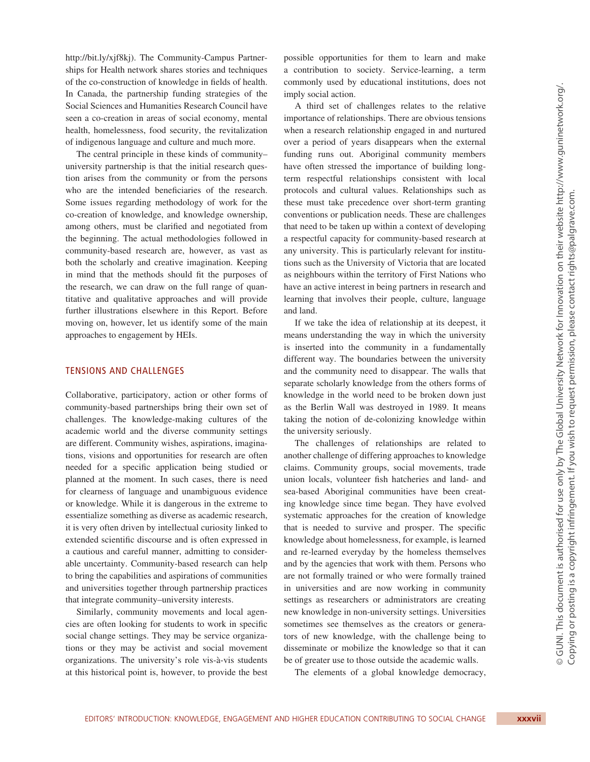http://bit.ly/xjf8kj). The Community-Campus Partnerships for Health network shares stories and techniques of the co-construction of knowledge in fields of health. In Canada, the partnership funding strategies of the Social Sciences and Humanities Research Council have seen a co-creation in areas of social economy, mental health, homelessness, food security, the revitalization of indigenous language and culture and much more.

The central principle in these kinds of community–university partnership is that the initial research question arises from the community or from the persons who are the intended beneficiaries of the research. Some issues regarding methodology of work for the co-creation of knowledge, and knowledge ownership, among others, must be clarified and negotiated from the beginning. The actual methodologies followed in community-based research are, however, as vast as both the scholarly and creative imagination. Keeping in mind that the methods should fit the purposes of the research, we can draw on the full range of quantitative and qualitative approaches and will provide further illustrations elsewhere in this Report. Before moving on, however, let us identify some of the main approaches to engagement by HEIs.

## TENSIONS AND CHALLENGES

Collaborative, participatory, action or other forms of community-based partnerships bring their own set of challenges. The knowledge-making cultures of the academic world and the diverse community settings are different. Community wishes, aspirations, imaginations, visions and opportunities for research are often needed for a specific application being studied or planned at the moment. In such cases, there is need for clearness of language and unambiguous evidence or knowledge. While it is dangerous in the extreme to essentialize something as diverse as academic research, it is very often driven by intellectual curiosity linked to extended scientific discourse and is often expressed in a cautious and careful manner, admitting to considerable uncertainty. Community-based research can help to bring the capabilities and aspirations of communities and universities together through partnership practices that integrate community–university interests.

Similarly, community movements and local agencies are often looking for students to work in specific social change settings. They may be service organizations or they may be activist and social movement organizations. The university's role vis-à-vis students at this historical point is, however, to provide the best possible opportunities for them to learn and make a contribution to society. Service-learning, a term commonly used by educational institutions, does not imply social action.

A third set of challenges relates to the relative importance of relationships. There are obvious tensions when a research relationship engaged in and nurtured over a period of years disappears when the external funding runs out. Aboriginal community members have often stressed the importance of building long-term respectful relationships consistent with local protocols and cultural values. Relationships such as these must take precedence over short-term granting conventions or publication needs. These are challenges that need to be taken up within a context of developing a respectful capacity for community-based research at any university. This is particularly relevant for institutions such as the University of Victoria that are located as neighbours within the territory of First Nations who have an active interest in being partners in research and learning that involves their people, culture, language and land.

If we take the idea of relationship at its deepest, it means understanding the way in which the university is inserted into the community in a fundamentally different way. The boundaries between the university and the community need to disappear. The walls that separate scholarly knowledge from the others forms of knowledge in the world need to be broken down just as the Berlin Wall was destroyed in 1989. It means taking the notion of de-colonizing knowledge within the university seriously.

The challenges of relationships are related to another challenge of differing approaches to knowledge claims. Community groups, social movements, trade union locals, volunteer fish hatcheries and land- and sea-based Aboriginal communities have been creating knowledge since time began. They have evolved systematic approaches for the creation of knowledge that is needed to survive and prosper. The specific knowledge about homelessness, for example, is learned and re-learned everyday by the homeless themselves and by the agencies that work with them. Persons who are not formally trained or who were formally trained in universities and are now working in community settings as researchers or administrators are creating new knowledge in non-university settings. Universities sometimes see themselves as the creators or generators of new knowledge, with the challenge being to disseminate or mobilize the knowledge so that it can be of greater use to those outside the academic walls.

The elements of a global knowledge democracy,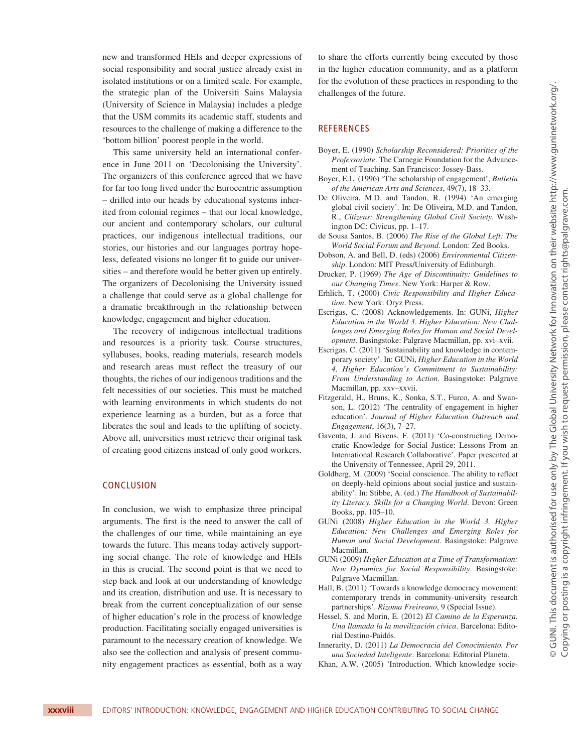new and transformed HEIs and deeper expressions of social responsibility and social justice already exist in isolated institutions or on a limited scale. For example, the strategic plan of the Universiti Sains Malaysia (University of Science in Malaysia) includes a pledge that the USM commits its academic staff, students and resources to the challenge of making a difference to the 'bottom billion' poorest people in the world.

This same university held an international conference in June 2011 on 'Decolonising the University'. The organizers of this conference agreed that we have for far too long lived under the Eurocentric assumption – drilled into our heads by educational systems inherited from colonial regimes – that our local knowledge, our ancient and contemporary scholars, our cultural practices, our indigenous intellectual traditions, our stories, our histories and our languages portray hopeless, defeated visions no longer fit to guide our universities – and therefore would be better given up entirely. The organizers of Decolonising the University issued a challenge that could serve as a global challenge for a dramatic breakthrough in the relationship between knowledge, engagement and higher education.

The recovery of indigenous intellectual traditions and resources is a priority task. Course structures, syllabuses, books, reading materials, research models and research areas must reflect the treasury of our thoughts, the riches of our indigenous traditions and the felt necessities of our societies. This must be matched with learning environments in which students do not experience learning as a burden, but as a force that liberates the soul and leads to the uplifting of society. Above all, universities must retrieve their original task of creating good citizens instead of only good workers.

## CONCLUSION

In conclusion, we wish to emphasize three principal arguments. The first is the need to answer the call of the challenges of our time, while maintaining an eye towards the future. This means today actively supporting social change. The role of knowledge and HEIs in this is crucial. The second point is that we need to step back and look at our understanding of knowledge and its creation, distribution and use. It is necessary to break from the current conceptualization of our sense of higher education's role in the process of knowledge production. Facilitating socially engaged universities is paramount to the necessary creation of knowledge. We also see the collection and analysis of present community engagement practices as essential, both as a way to share the efforts currently being executed by those in the higher education community, and as a platform for the evolution of these practices in responding to the challenges of the future.

## REFERENCES

Boyer, E. (1990) *Scholarship Reconsidered: Priorities of the Professoriate*. The Carnegie Foundation for the Advancement of Teaching. San Francisco: Jossey-Bass.

Boyer, E.L. (1996) 'The scholarship of engagement', *Bulletin of the American Arts and Sciences*, 49(7), 18–33.

De Oliveira, M.D. and Tandon, R. (1994) 'An emerging global civil society'. In: De Oliveira, M.D. and Tandon, R., *Citizens: Strengthening Global Civil Society*. Washington DC: Civicus, pp. 1–17.

de Sousa Santos, B. (2006) *The Rise of the Global Left: The World Social Forum and Beyond*. London: Zed Books.

Dobson, A. and Bell, D. (eds) (2006) *Environmental Citizenship*. London: MIT Press/University of Edinburgh.

Drucker, P. (1969) *The Age of Discontinuity: Guidelines to our Changing Times*. New York: Harper & Row.

Erhlich, T. (2000) *Civic Responsibility and Higher Education*. New York: Oryz Press.

Escrigas, C. (2008) Acknowledgements. In: GUNi, *Higher Education in the World 3. Higher Education: New Challenges and Emerging Roles for Human and Social Development*. Basingstoke: Palgrave Macmillan, pp. xvi–xvii.

Escrigas, C. (2011) 'Sustainability and knowledge in contemporary society'. In: GUNi, *Higher Education in the World 4. Higher Education's Commitment to Sustainability: From Understanding to Action*. Basingstoke: Palgrave Macmillan, pp. xxv–xxvii.

Fitzgerald, H., Bruns, K., Sonka, S.T., Furco, A. and Swanson, L. (2012) 'The centrality of engagement in higher education'. *Journal of Higher Education Outreach and Engagement*, 16(3), 7–27.

Gaventa, J. and Bivens, F. (2011) 'Co-constructing Democratic Knowledge for Social Justice: Lessons From an International Research Collaborative'. Paper presented at the University of Tennessee, April 29, 2011.

Goldberg, M. (2009) 'Social conscience. The ability to reflect on deeply-held opinions about social justice and sustainability'. In: Stibbe, A. (ed.) *The Handbook of Sustainability Literacy. Skills for a Changing World*. Devon: Green Books, pp. 105–10.

GUNi (2008) *Higher Education in the World 3. Higher Education: New Challenges and Emerging Roles for Human and Social Development*. Basingstoke: Palgrave Macmillan.

GUNi (2009) *Higher Education at a Time of Transformation: New Dynamics for Social Responsibility*. Basingstoke: Palgrave Macmillan.

Hall, B. (2011) 'Towards a knowledge democracy movement: contemporary trends in community-university research partnerships'. *Rizoma Freireano*, 9 (Special Issue).

Hessel, S. and Morin, E. (2012) *El Camino de la Esperanza. Una llamada la la movilización cívica*. Barcelona: Editorial Destino-Paidós.

Innerarity, D. (2011) *La Democracia del Conocimiento. Por una Sociedad Inteligente*. Barcelona: Editorial Planeta.

Khan, A.W. (2005) 'Introduction. Which knowledge socie-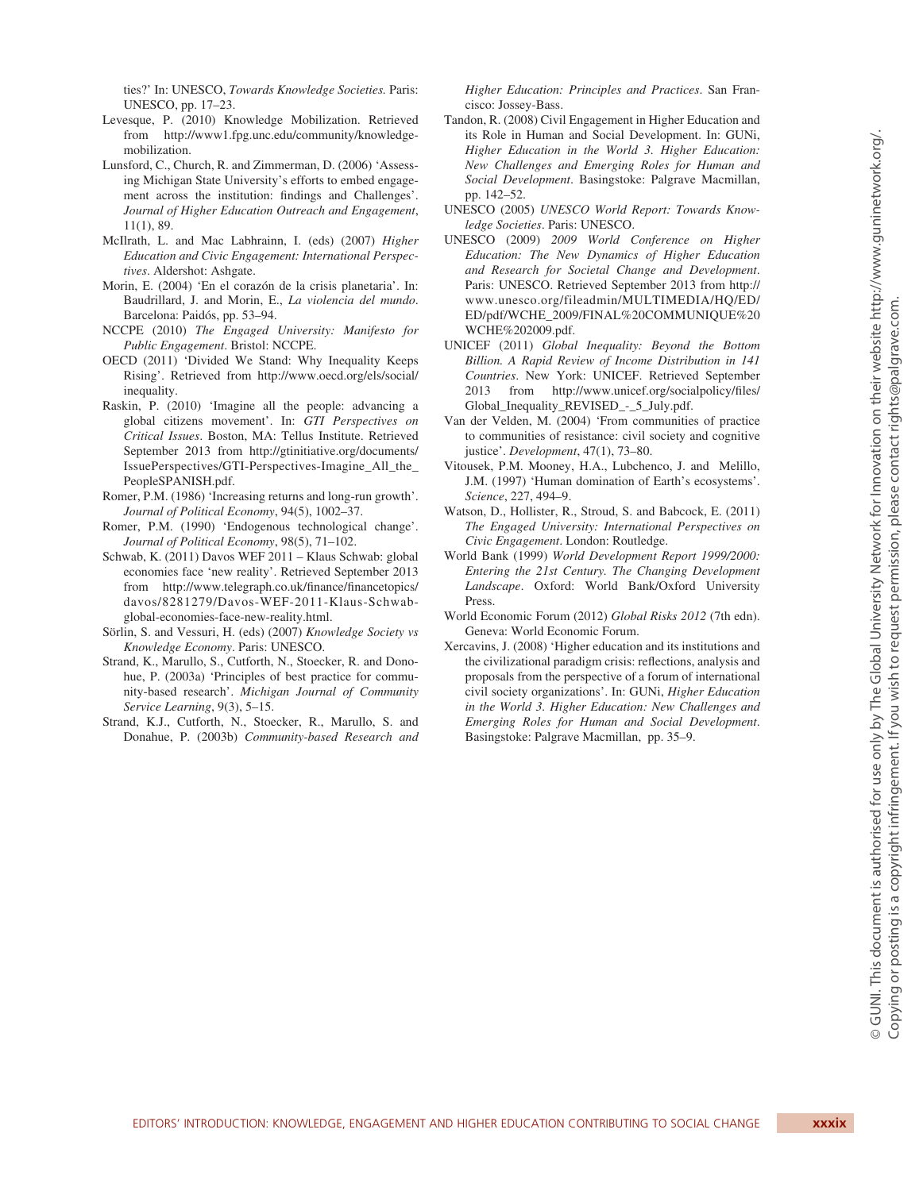ties?' In: UNESCO, *Towards Knowledge Societies*. Paris: UNESCO, pp. 17–23.

Levesque, P. (2010) Knowledge Mobilization. Retrieved from http://www1.fpg.unc.edu/community/knowledge-mobilization.

Lunsford, C., Church, R. and Zimmerman, D. (2006) 'Assessing Michigan State University's efforts to embed engagement across the institution: findings and Challenges'. *Journal of Higher Education Outreach and Engagement*, 11(1), 89.

McIlrath, L. and Mac Labhrainn, I. (eds) (2007) *Higher Education and Civic Engagement: International Perspectives*. Aldershot: Ashgate.

Morin, E. (2004) 'En el corazón de la crisis planetaria'. In: Baudrillard, J. and Morin, E., *La violencia del mundo*. Barcelona: Paidós, pp. 53–94.

NCCPE (2010) *The Engaged University: Manifesto for Public Engagement*. Bristol: NCCPE.

OECD (2011) 'Divided We Stand: Why Inequality Keeps Rising'. Retrieved from http://www.oecd.org/els/social/inequality.

Raskin, P. (2010) 'Imagine all the people: advancing a global citizens movement'. In: *GTI Perspectives on Critical Issues*. Boston, MA: Tellus Institute. Retrieved September 2013 from http://gtinitiative.org/documents/IssuePerspectives/GTI-Perspectives-Imagine_All_the_PeopleSPANISH.pdf.

Romer, P.M. (1986) 'Increasing returns and long-run growth'. *Journal of Political Economy*, 94(5), 1002–37.

Romer, P.M. (1990) 'Endogenous technological change'. *Journal of Political Economy*, 98(5), 71–102.

Schwab, K. (2011) Davos WEF 2011 – Klaus Schwab: global economies face 'new reality'. Retrieved September 2013 from http://www.telegraph.co.uk/finance/financetopics/davos/8281279/Davos-WEF-2011-Klaus-Schwab-global-economies-face-new-reality.html.

Sörlin, S. and Vessuri, H. (eds) (2007) *Knowledge Society vs Knowledge Economy*. Paris: UNESCO.

Strand, K., Marullo, S., Cutforth, N., Stoecker, R. and Donohue, P. (2003a) 'Principles of best practice for community-based research'. *Michigan Journal of Community Service Learning*, 9(3), 5–15.

Strand, K.J., Cutforth, N., Stoecker, R., Marullo, S. and Donahue, P. (2003b) *Community-based Research and Higher Education: Principles and Practices*. San Francisco: Jossey-Bass.

Tandon, R. (2008) Civil Engagement in Higher Education and its Role in Human and Social Development. In: GUNi, *Higher Education in the World 3. Higher Education: New Challenges and Emerging Roles for Human and Social Development*. Basingstoke: Palgrave Macmillan, pp. 142–52.

UNESCO (2005) *UNESCO World Report: Towards Knowledge Societies*. Paris: UNESCO.

UNESCO (2009) *2009 World Conference on Higher Education: The New Dynamics of Higher Education and Research for Societal Change and Development*. Paris: UNESCO. Retrieved September 2013 from http://www.unesco.org/fileadmin/MULTIMEDIA/HQ/ED/ED/pdf/WCHE_2009/FINAL%20COMMUNIQUE%20WCHE%202009.pdf.

UNICEF (2011) *Global Inequality: Beyond the Bottom Billion. A Rapid Review of Income Distribution in 141 Countries*. New York: UNICEF. Retrieved September 2013 from http://www.unicef.org/socialpolicy/files/Global_Inequality_REVISED_-_5_July.pdf.

Van der Velden, M. (2004) 'From communities of practice to communities of resistance: civil society and cognitive justice'. *Development*, 47(1), 73–80.

Vitousek, P.M. Mooney, H.A., Lubchenco, J. and Melillo, J.M. (1997) 'Human domination of Earth's ecosystems'. *Science*, 227, 494–9.

Watson, D., Hollister, R., Stroud, S. and Babcock, E. (2011) *The Engaged University: International Perspectives on Civic Engagement*. London: Routledge.

World Bank (1999) *World Development Report 1999/2000: Entering the 21st Century. The Changing Development Landscape*. Oxford: World Bank/Oxford University Press.

World Economic Forum (2012) *Global Risks 2012* (7th edn). Geneva: World Economic Forum.

Xercavins, J. (2008) 'Higher education and its institutions and the civilizational paradigm crisis: reflections, analysis and proposals from the perspective of a forum of international civil society organizations'. In: GUNi, *Higher Education in the World 3. Higher Education: New Challenges and Emerging Roles for Human and Social Development*. Basingstoke: Palgrave Macmillan, pp. 35–9.